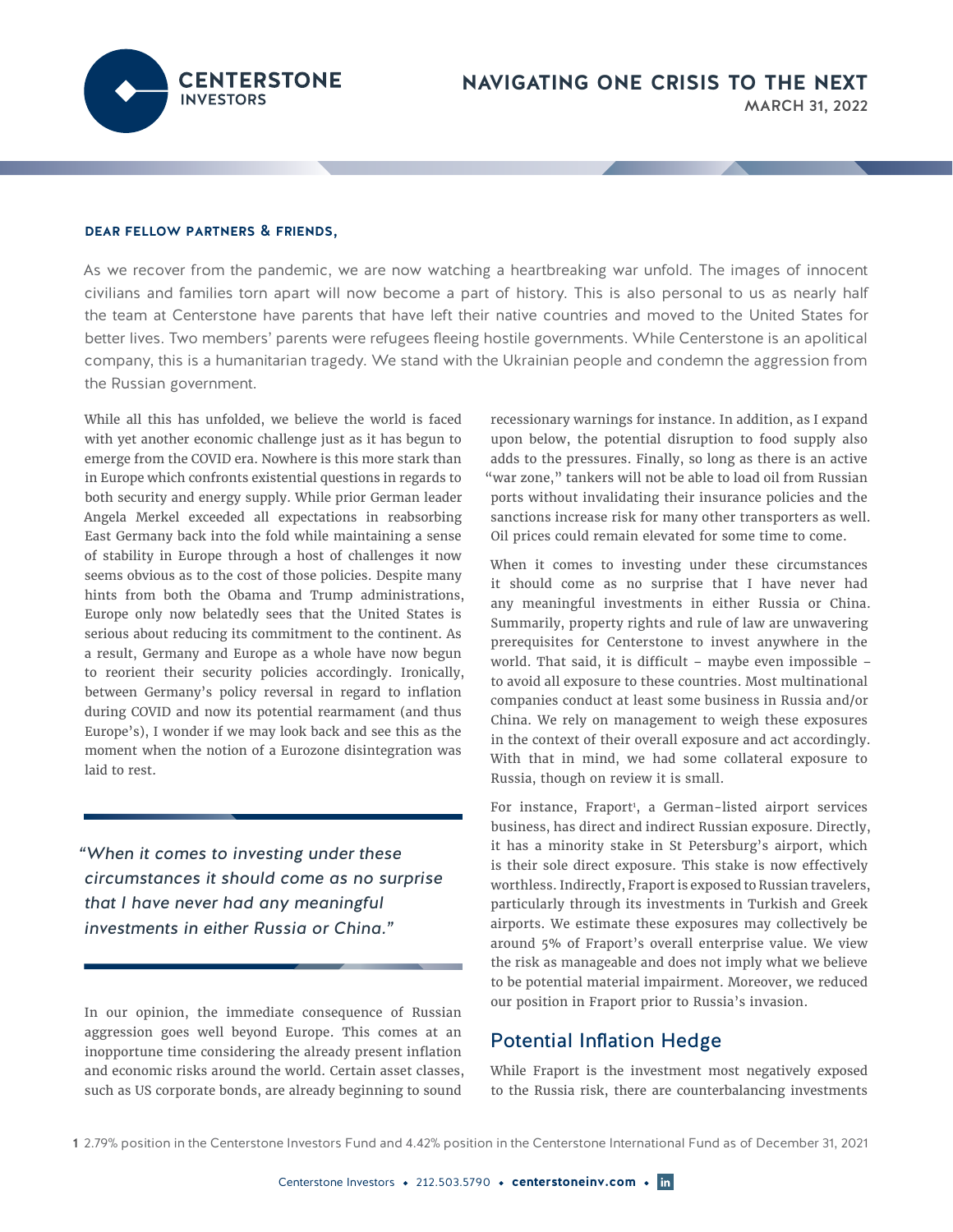# NAVIGATING ONE CRISIS TO THE NEXT

**MARCH 31, 2022**

**DEAR FELLOW PARTNERS & FRIENDS,**

As we recover from the pandemic, we are now watching a heartbreaking war unfold. The images of innocent civilians and families torn apart will now become a part of history. This is also personal to us as nearly half the team at Centerstone have parents that have left their native countries and moved to the United States for better lives. Two members' parents were refugees fleeing hostile governments. While Centerstone is an apolitical company, this is a humanitarian tragedy. We stand with the Ukrainian people and condemn the aggression from the Russian government.

While all this has unfolded, we believe the world is faced with yet another economic challenge just as it has begun to emerge from the COVID era. Nowhere is this more stark than in Europe which confronts existential questions in regards to both security and energy supply. While prior German leader Angela Merkel exceeded all expectations in reabsorbing East Germany back into the fold while maintaining a sense of stability in Europe through a host of challenges it now seems obvious as to the cost of those policies. Despite many hints from both the Obama and Trump administrations, Europe only now belatedly sees that the United States is serious about reducing its commitment to the continent. As a result, Germany and Europe as a whole have now begun to reorient their security policies accordingly. Ironically, between Germany's policy reversal in regard to inflation during COVID and now its potential rearmament (and thus Europe's), I wonder if we may look back and see this as the moment when the notion of a Eurozone disintegration was laid to rest.

> *"When it comes to investing under these circumstances it should come as no surprise that I have never had any meaningful investments in either Russia or China."*

In our opinion, the immediate consequence of Russian aggression goes well beyond Europe. This comes at an inopportune time considering the already present inflation and economic risks around the world. Certain asset classes, such as US corporate bonds, are already beginning to sound recessionary warnings for instance. In addition, as I expand upon below, the potential disruption to food supply also adds to the pressures. Finally, so long as there is an active "war zone," tankers will not be able to load oil from Russian ports without invalidating their insurance policies and the sanctions increase risk for many other transporters as well. Oil prices could remain elevated for some time to come.

When it comes to investing under these circumstances it should come as no surprise that I have never had any meaningful investments in either Russia or China. Summarily, property rights and rule of law are unwavering prerequisites for Centerstone to invest anywhere in the world. That said, it is difficult – maybe even impossible – to avoid all exposure to these countries. Most multinational companies conduct at least some business in Russia and/or China. We rely on management to weigh these exposures in the context of their overall exposure and act accordingly. With that in mind, we had some collateral exposure to Russia, though on review it is small.

For instance, Fraport[1], a German-listed airport services business, has direct and indirect Russian exposure. Directly, it has a minority stake in St Petersburg's airport, which is their sole direct exposure. This stake is now effectively worthless. Indirectly, Fraport is exposed to Russian travelers, particularly through its investments in Turkish and Greek airports. We estimate these exposures may collectively be around 5% of Fraport's overall enterprise value. We view the risk as manageable and does not imply what we believe to be potential material impairment. Moreover, we reduced our position in Fraport prior to Russia's invasion.

## Potential Inflation Hedge

While Fraport is the investment most negatively exposed to the Russia risk, there are counterbalancing investments

[1] 2.79% position in the Centerstone Investors Fund and 4.42% position in the Centerstone International Fund as of December 31, 2021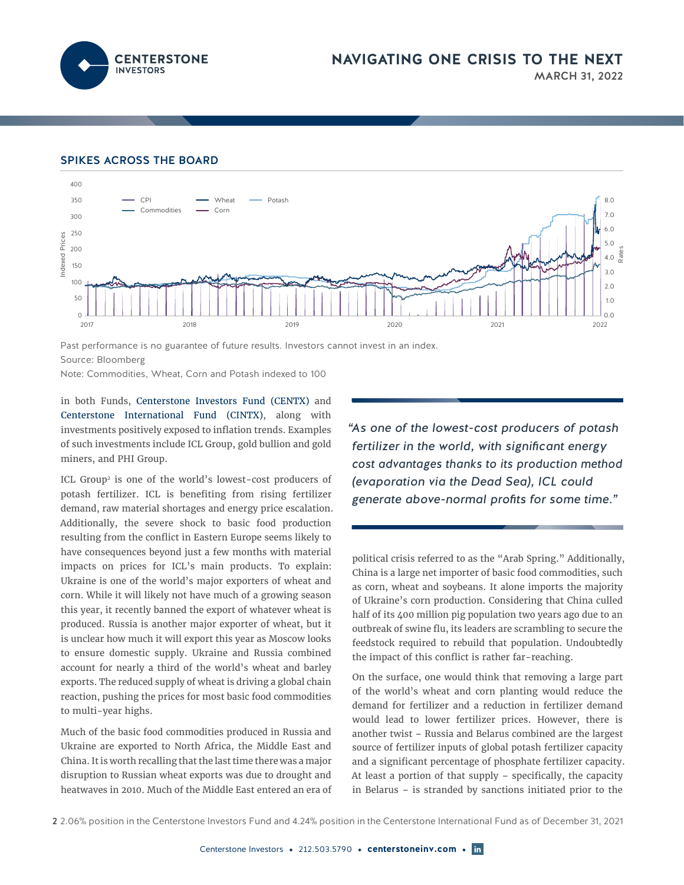## SPIKES ACROSS THE BOARD

Past performance is no guarantee of future results. Investors cannot invest in an index.

Source: Bloomberg

Note: Commodities, Wheat, Corn and Potash indexed to 100

in both Funds, Centerstone Investors Fund (CENTX) and Centerstone International Fund (CINTX), along with investments positively exposed to inflation trends. Examples of such investments include ICL Group, gold bullion and gold miners, and PHI Group.

ICL Group[2] is one of the world's lowest-cost producers of potash fertilizer. ICL is benefiting from rising fertilizer demand, raw material shortages and energy price escalation. Additionally, the severe shock to basic food production resulting from the conflict in Eastern Europe seems likely to have consequences beyond just a few months with material impacts on prices for ICL's main products. To explain: Ukraine is one of the world's major exporters of wheat and corn. While it will likely not have much of a growing season this year, it recently banned the export of whatever wheat is produced. Russia is another major exporter of wheat, but it is unclear how much it will export this year as Moscow looks to ensure domestic supply. Ukraine and Russia combined account for nearly a third of the world's wheat and barley exports. The reduced supply of wheat is driving a global chain reaction, pushing the prices for most basic food commodities to multi-year highs.

Much of the basic food commodities produced in Russia and Ukraine are exported to North Africa, the Middle East and China. It is worth recalling that the last time there was a major disruption to Russian wheat exports was due to drought and heatwaves in 2010. Much of the Middle East entered an era of political crisis referred to as the "Arab Spring." Additionally, China is a large net importer of basic food commodities, such as corn, wheat and soybeans. It alone imports the majority of Ukraine's corn production. Considering that China culled half of its 400 million pig population two years ago due to an outbreak of swine flu, its leaders are scrambling to secure the feedstock required to rebuild that population. Undoubtedly the impact of this conflict is rather far-reaching.

> *"As one of the lowest-cost producers of potash fertilizer in the world, with significant energy cost advantages thanks to its production method (evaporation via the Dead Sea), ICL could generate above-normal profits for some time."*

On the surface, one would think that removing a large part of the world's wheat and corn planting would reduce the demand for fertilizer and a reduction in fertilizer demand would lead to lower fertilizer prices. However, there is another twist – Russia and Belarus combined are the largest source of fertilizer inputs of global potash fertilizer capacity and a significant percentage of phosphate fertilizer capacity. At least a portion of that supply – specifically, the capacity in Belarus – is stranded by sanctions initiated prior to the

[2] 2.06% position in the Centerstone Investors Fund and 4.24% position in the Centerstone International Fund as of December 31, 2021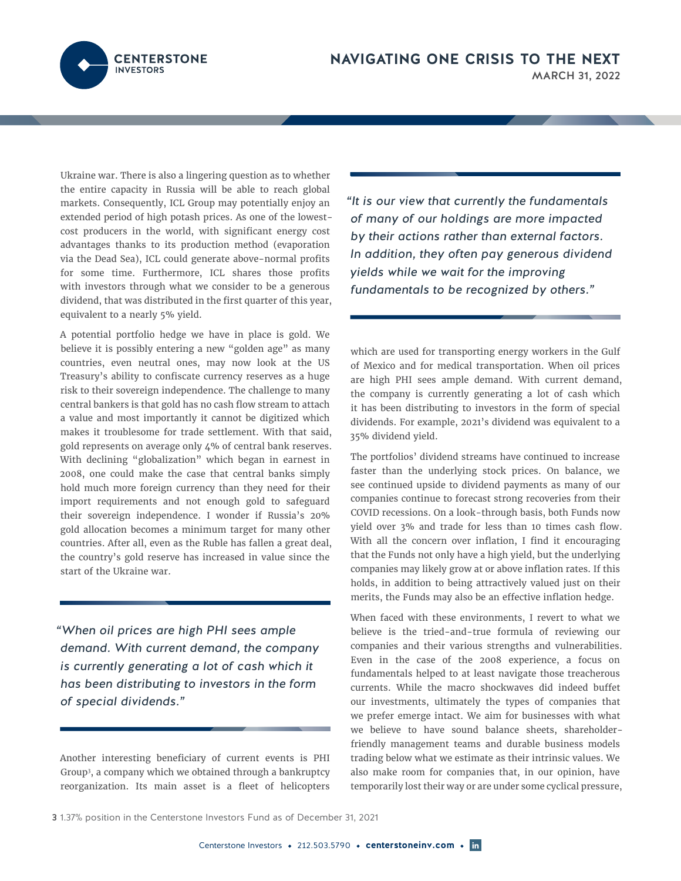Ukraine war. There is also a lingering question as to whether the entire capacity in Russia will be able to reach global markets. Consequently, ICL Group may potentially enjoy an extended period of high potash prices. As one of the lowest-cost producers in the world, with significant energy cost advantages thanks to its production method (evaporation via the Dead Sea), ICL could generate above-normal profits for some time. Furthermore, ICL shares those profits with investors through what we consider to be a generous dividend, that was distributed in the first quarter of this year, equivalent to a nearly 5% yield.

A potential portfolio hedge we have in place is gold. We believe it is possibly entering a new "golden age" as many countries, even neutral ones, may now look at the US Treasury's ability to confiscate currency reserves as a huge risk to their sovereign independence. The challenge to many central bankers is that gold has no cash flow stream to attach a value and most importantly it cannot be digitized which makes it troublesome for trade settlement. With that said, gold represents on average only 4% of central bank reserves. With declining "globalization" which began in earnest in 2008, one could make the case that central banks simply hold much more foreign currency than they need for their import requirements and not enough gold to safeguard their sovereign independence. I wonder if Russia's 20% gold allocation becomes a minimum target for many other countries. After all, even as the Ruble has fallen a great deal, the country's gold reserve has increased in value since the start of the Ukraine war.

> *"When oil prices are high PHI sees ample demand. With current demand, the company is currently generating a lot of cash which it has been distributing to investors in the form of special dividends."*

Another interesting beneficiary of current events is PHI Group[3], a company which we obtained through a bankruptcy reorganization. Its main asset is a fleet of helicopters which are used for transporting energy workers in the Gulf of Mexico and for medical transportation. When oil prices are high PHI sees ample demand. With current demand, the company is currently generating a lot of cash which it has been distributing to investors in the form of special dividends. For example, 2021's dividend was equivalent to a 35% dividend yield.

> *"It is our view that currently the fundamentals of many of our holdings are more impacted by their actions rather than external factors. In addition, they often pay generous dividend yields while we wait for the improving fundamentals to be recognized by others."*

The portfolios' dividend streams have continued to increase faster than the underlying stock prices. On balance, we see continued upside to dividend payments as many of our companies continue to forecast strong recoveries from their COVID recessions. On a look-through basis, both Funds now yield over 3% and trade for less than 10 times cash flow. With all the concern over inflation, I find it encouraging that the Funds not only have a high yield, but the underlying companies may likely grow at or above inflation rates. If this holds, in addition to being attractively valued just on their merits, the Funds may also be an effective inflation hedge.

When faced with these environments, I revert to what we believe is the tried-and-true formula of reviewing our companies and their various strengths and vulnerabilities. Even in the case of the 2008 experience, a focus on fundamentals helped to at least navigate those treacherous currents. While the macro shockwaves did indeed buffet our investments, ultimately the types of companies that we prefer emerge intact. We aim for businesses with what we believe to have sound balance sheets, shareholder-friendly management teams and durable business models trading below what we estimate as their intrinsic values. We also make room for companies that, in our opinion, have temporarily lost their way or are under some cyclical pressure,

[3] 1.37% position in the Centerstone Investors Fund as of December 31, 2021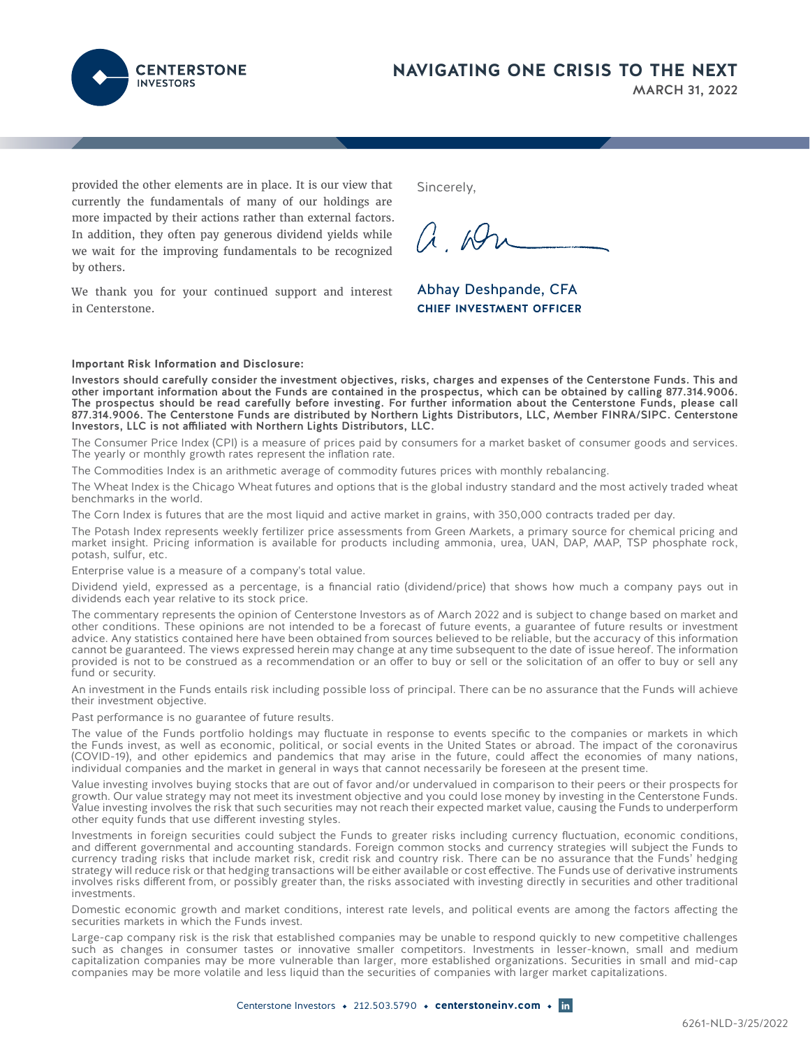provided the other elements are in place. It is our view that currently the fundamentals of many of our holdings are more impacted by their actions rather than external factors. In addition, they often pay generous dividend yields while we wait for the improving fundamentals to be recognized by others.

We thank you for your continued support and interest in Centerstone.

Sincerely,

Abhay Deshpande, CFA
**CHIEF INVESTMENT OFFICER**

**Important Risk Information and Disclosure:**

**Investors should carefully consider the investment objectives, risks, charges and expenses of the Centerstone Funds. This and other important information about the Funds are contained in the prospectus, which can be obtained by calling 877.314.9006. The prospectus should be read carefully before investing. For further information about the Centerstone Funds, please call 877.314.9006. The Centerstone Funds are distributed by Northern Lights Distributors, LLC, Member FINRA/SIPC. Centerstone Investors, LLC is not affiliated with Northern Lights Distributors, LLC.**

The Consumer Price Index (CPI) is a measure of prices paid by consumers for a market basket of consumer goods and services. The yearly or monthly growth rates represent the inflation rate.

The Commodities Index is an arithmetic average of commodity futures prices with monthly rebalancing.

The Wheat Index is the Chicago Wheat futures and options that is the global industry standard and the most actively traded wheat benchmarks in the world.

The Corn Index is futures that are the most liquid and active market in grains, with 350,000 contracts traded per day.

The Potash Index represents weekly fertilizer price assessments from Green Markets, a primary source for chemical pricing and market insight. Pricing information is available for products including ammonia, urea, UAN, DAP, MAP, TSP phosphate rock, potash, sulfur, etc.

Enterprise value is a measure of a company's total value.

Dividend yield, expressed as a percentage, is a financial ratio (dividend/price) that shows how much a company pays out in dividends each year relative to its stock price.

The commentary represents the opinion of Centerstone Investors as of March 2022 and is subject to change based on market and other conditions. These opinions are not intended to be a forecast of future events, a guarantee of future results or investment advice. Any statistics contained here have been obtained from sources believed to be reliable, but the accuracy of this information cannot be guaranteed. The views expressed herein may change at any time subsequent to the date of issue hereof. The information provided is not to be construed as a recommendation or an offer to buy or sell or the solicitation of an offer to buy or sell any fund or security.

An investment in the Funds entails risk including possible loss of principal. There can be no assurance that the Funds will achieve their investment objective.

Past performance is no guarantee of future results.

The value of the Funds portfolio holdings may fluctuate in response to events specific to the companies or markets in which the Funds invest, as well as economic, political, or social events in the United States or abroad. The impact of the coronavirus (COVID-19), and other epidemics and pandemics that may arise in the future, could affect the economies of many nations, individual companies and the market in general in ways that cannot necessarily be foreseen at the present time.

Value investing involves buying stocks that are out of favor and/or undervalued in comparison to their peers or their prospects for growth. Our value strategy may not meet its investment objective and you could lose money by investing in the Centerstone Funds. Value investing involves the risk that such securities may not reach their expected market value, causing the Funds to underperform other equity funds that use different investing styles.

Investments in foreign securities could subject the Funds to greater risks including currency fluctuation, economic conditions, and different governmental and accounting standards. Foreign common stocks and currency strategies will subject the Funds to currency trading risks that include market risk, credit risk and country risk. There can be no assurance that the Funds' hedging strategy will reduce risk or that hedging transactions will be either available or cost effective. The Funds use of derivative instruments involves risks different from, or possibly greater than, the risks associated with investing directly in securities and other traditional investments.

Domestic economic growth and market conditions, interest rate levels, and political events are among the factors affecting the securities markets in which the Funds invest.

Large-cap company risk is the risk that established companies may be unable to respond quickly to new competitive challenges such as changes in consumer tastes or innovative smaller competitors. Investments in lesser-known, small and medium capitalization companies may be more vulnerable than larger, more established organizations. Securities in small and mid-cap companies may be more volatile and less liquid than the securities of companies with larger market capitalizations.

Centerstone Investors ◆ 212.503.5790 ◆ **centerstoneinv.com**

6261-NLD-3/25/2022